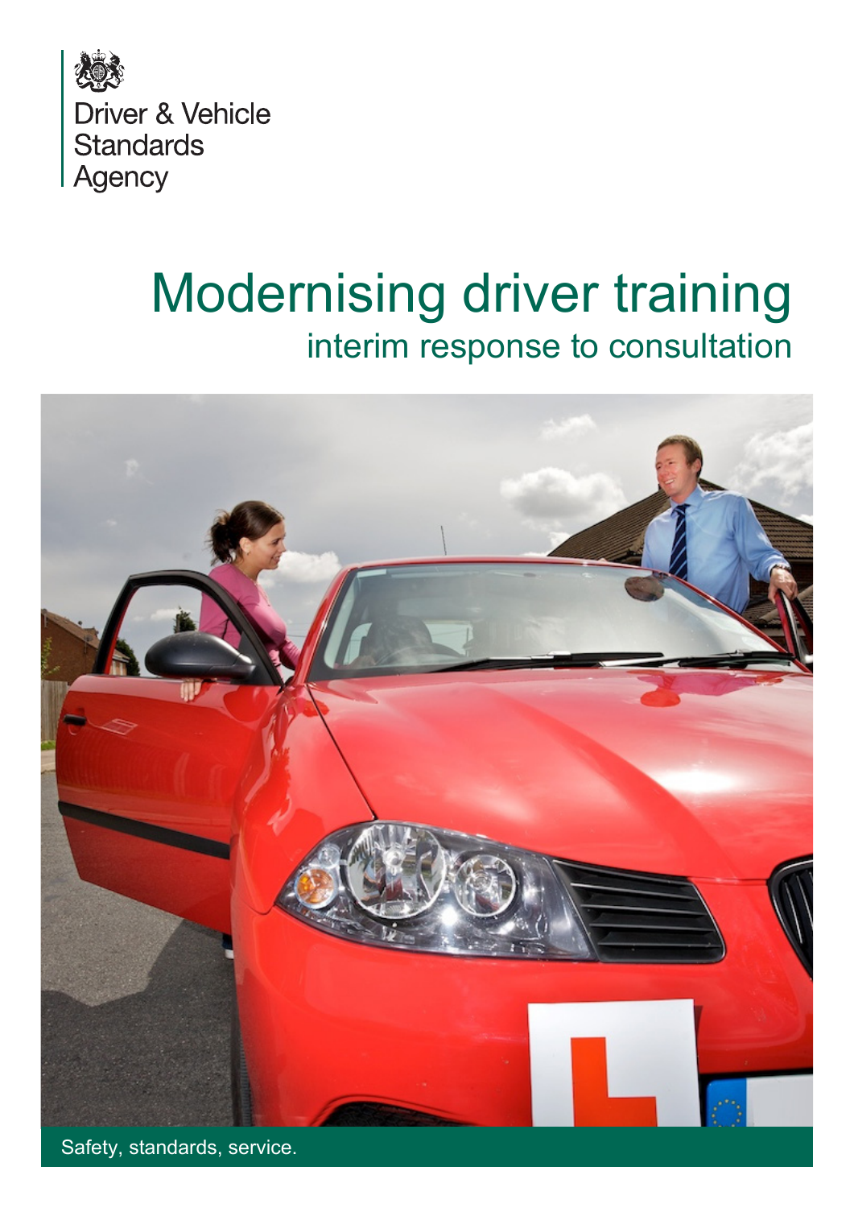Driver & Vehicle Standards Agency

# Modernising driver training

## interim response to consultation

Safety, standards, service.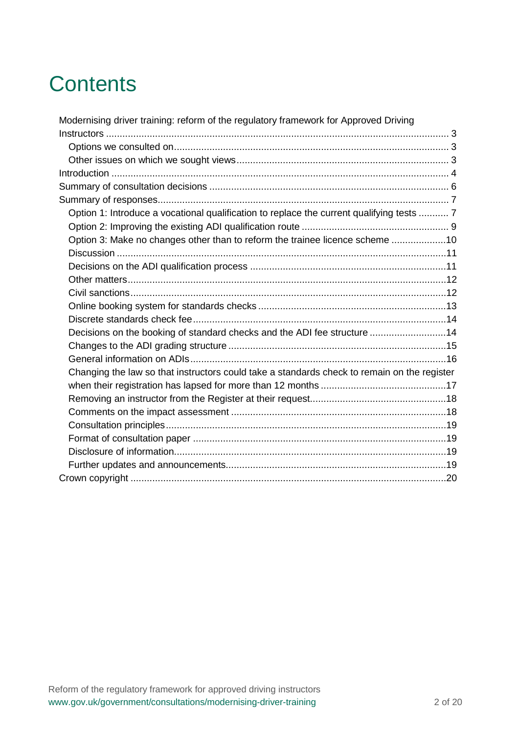# Contents

- Modernising driver training: reform of the regulatory framework for Approved Driving Instructors ... 3
  - Options we consulted on ... 3
  - Other issues on which we sought views ... 3
- Introduction ... 4
- Summary of consultation decisions ... 6
- Summary of responses ... 7
  - Option 1: Introduce a vocational qualification to replace the current qualifying tests ... 7
  - Option 2: Improving the existing ADI qualification route ... 9
  - Option 3: Make no changes other than to reform the trainee licence scheme ... 10
  - Discussion ... 11
  - Decisions on the ADI qualification process ... 11
  - Other matters ... 12
  - Civil sanctions ... 12
  - Online booking system for standards checks ... 13
  - Discrete standards check fee ... 14
  - Decisions on the booking of standard checks and the ADI fee structure ... 14
  - Changes to the ADI grading structure ... 15
  - General information on ADIs ... 16
  - Changing the law so that instructors could take a standards check to remain on the register when their registration has lapsed for more than 12 months ... 17
  - Removing an instructor from the Register at their request ... 18
  - Comments on the impact assessment ... 18
  - Consultation principles ... 19
  - Format of consultation paper ... 19
  - Disclosure of information ... 19
  - Further updates and announcements ... 19
- Crown copyright ... 20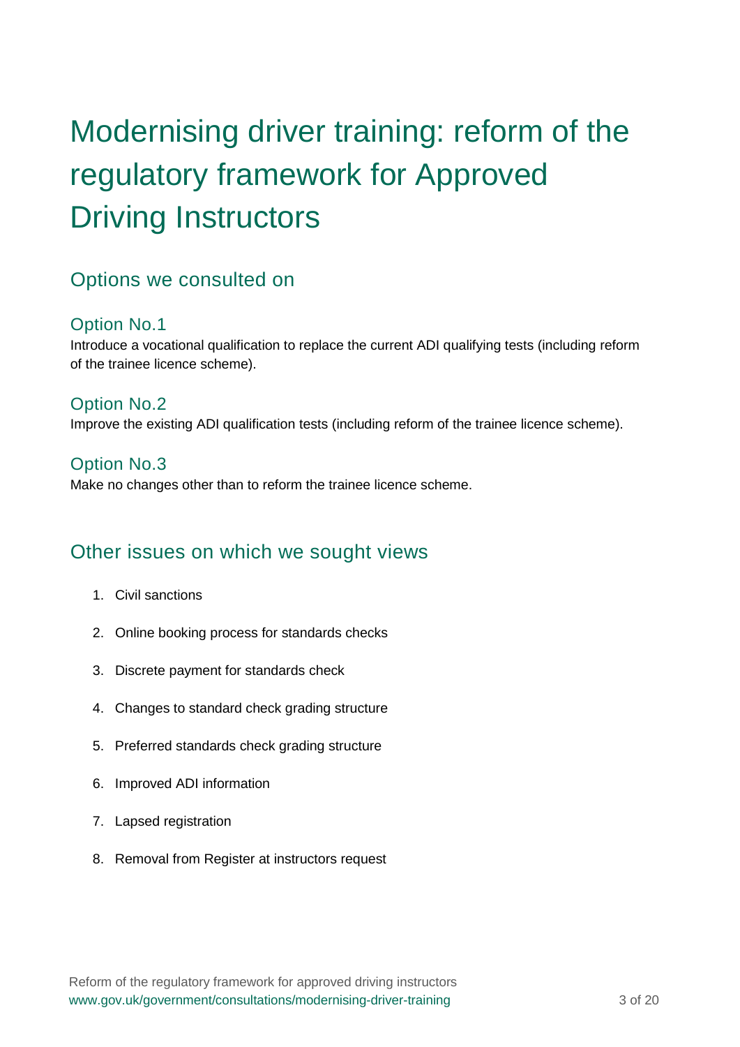# Modernising driver training: reform of the regulatory framework for Approved Driving Instructors

## Options we consulted on

### Option No.1

Introduce a vocational qualification to replace the current ADI qualifying tests (including reform of the trainee licence scheme).

### Option No.2

Improve the existing ADI qualification tests (including reform of the trainee licence scheme).

### Option No.3

Make no changes other than to reform the trainee licence scheme.

## Other issues on which we sought views

1. Civil sanctions
2. Online booking process for standards checks
3. Discrete payment for standards check
4. Changes to standard check grading structure
5. Preferred standards check grading structure
6. Improved ADI information
7. Lapsed registration
8. Removal from Register at instructors request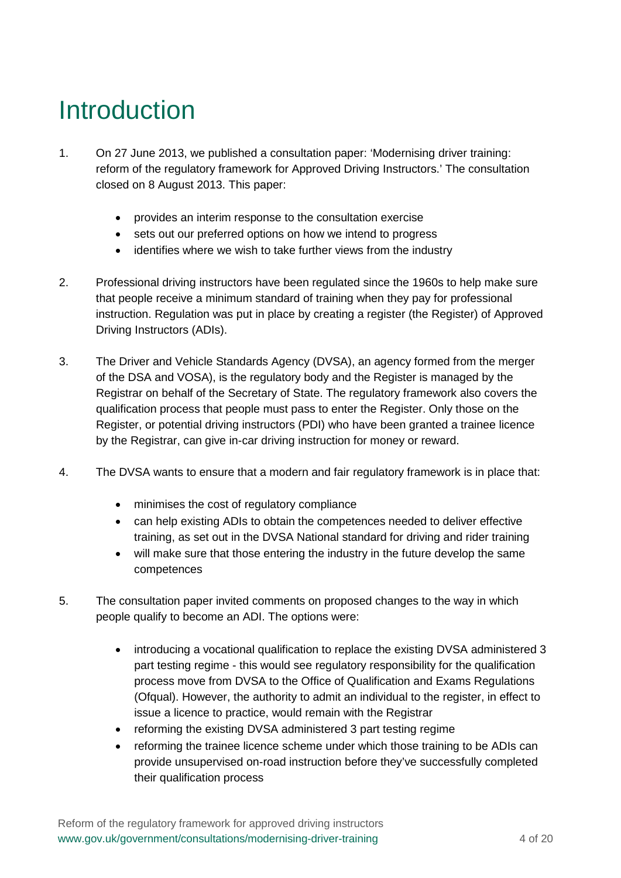# Introduction

1. On 27 June 2013, we published a consultation paper: 'Modernising driver training: reform of the regulatory framework for Approved Driving Instructors.' The consultation closed on 8 August 2013. This paper:

    - provides an interim response to the consultation exercise
    - sets out our preferred options on how we intend to progress
    - identifies where we wish to take further views from the industry

2. Professional driving instructors have been regulated since the 1960s to help make sure that people receive a minimum standard of training when they pay for professional instruction. Regulation was put in place by creating a register (the Register) of Approved Driving Instructors (ADIs).

3. The Driver and Vehicle Standards Agency (DVSA), an agency formed from the merger of the DSA and VOSA), is the regulatory body and the Register is managed by the Registrar on behalf of the Secretary of State. The regulatory framework also covers the qualification process that people must pass to enter the Register. Only those on the Register, or potential driving instructors (PDI) who have been granted a trainee licence by the Registrar, can give in-car driving instruction for money or reward.

4. The DVSA wants to ensure that a modern and fair regulatory framework is in place that:

    - minimises the cost of regulatory compliance
    - can help existing ADIs to obtain the competences needed to deliver effective training, as set out in the DVSA National standard for driving and rider training
    - will make sure that those entering the industry in the future develop the same competences

5. The consultation paper invited comments on proposed changes to the way in which people qualify to become an ADI. The options were:

    - introducing a vocational qualification to replace the existing DVSA administered 3 part testing regime - this would see regulatory responsibility for the qualification process move from DVSA to the Office of Qualification and Exams Regulations (Ofqual). However, the authority to admit an individual to the register, in effect to issue a licence to practice, would remain with the Registrar
    - reforming the existing DVSA administered 3 part testing regime
    - reforming the trainee licence scheme under which those training to be ADIs can provide unsupervised on-road instruction before they've successfully completed their qualification process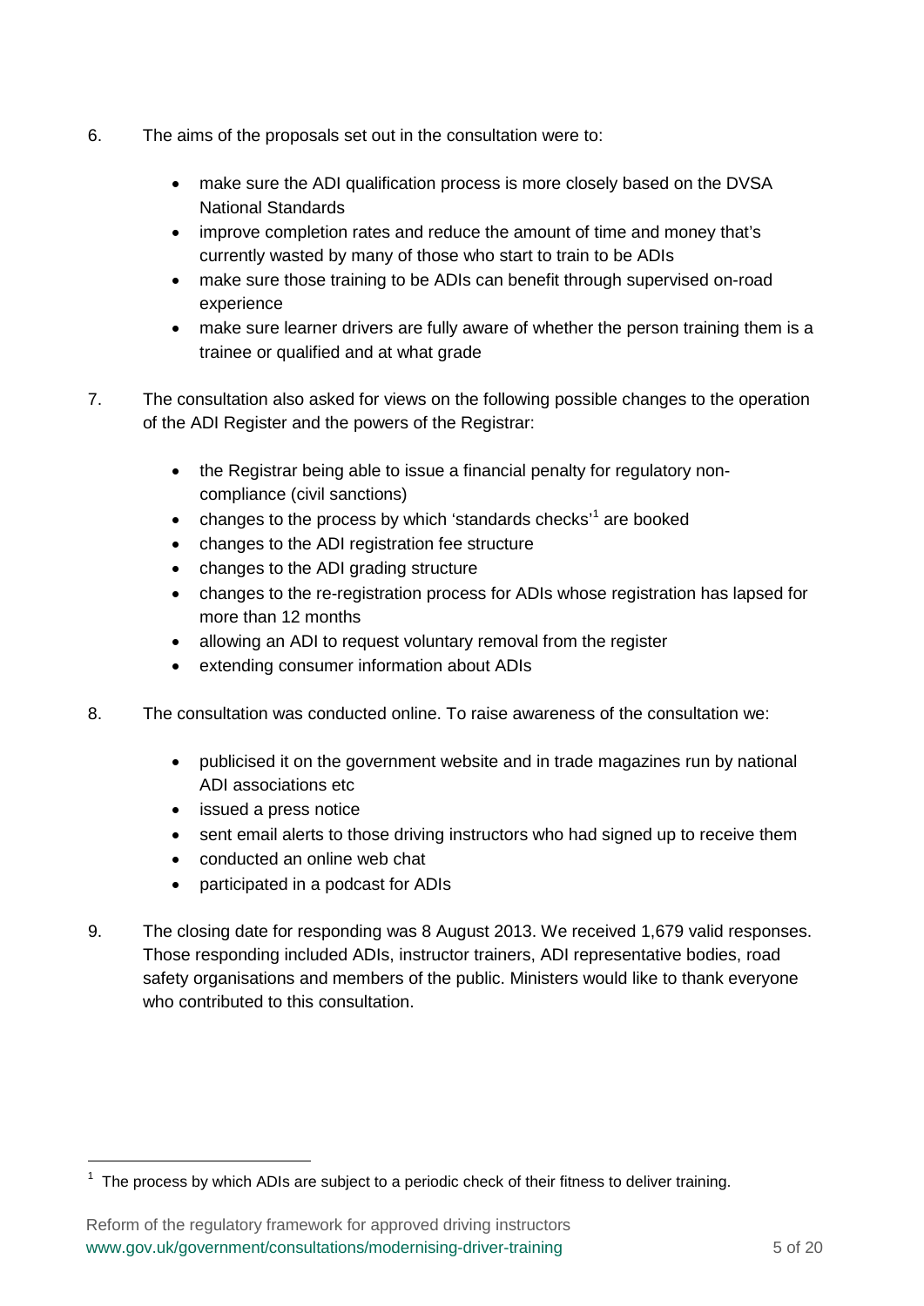6. The aims of the proposals set out in the consultation were to:

    - make sure the ADI qualification process is more closely based on the DVSA National Standards
    - improve completion rates and reduce the amount of time and money that's currently wasted by many of those who start to train to be ADIs
    - make sure those training to be ADIs can benefit through supervised on-road experience
    - make sure learner drivers are fully aware of whether the person training them is a trainee or qualified and at what grade

7. The consultation also asked for views on the following possible changes to the operation of the ADI Register and the powers of the Registrar:

    - the Registrar being able to issue a financial penalty for regulatory non-compliance (civil sanctions)
    - changes to the process by which 'standards checks'[1] are booked
    - changes to the ADI registration fee structure
    - changes to the ADI grading structure
    - changes to the re-registration process for ADIs whose registration has lapsed for more than 12 months
    - allowing an ADI to request voluntary removal from the register
    - extending consumer information about ADIs

8. The consultation was conducted online. To raise awareness of the consultation we:

    - publicised it on the government website and in trade magazines run by national ADI associations etc
    - issued a press notice
    - sent email alerts to those driving instructors who had signed up to receive them
    - conducted an online web chat
    - participated in a podcast for ADIs

9. The closing date for responding was 8 August 2013. We received 1,679 valid responses. Those responding included ADIs, instructor trainers, ADI representative bodies, road safety organisations and members of the public. Ministers would like to thank everyone who contributed to this consultation.

---

[1] The process by which ADIs are subject to a periodic check of their fitness to deliver training.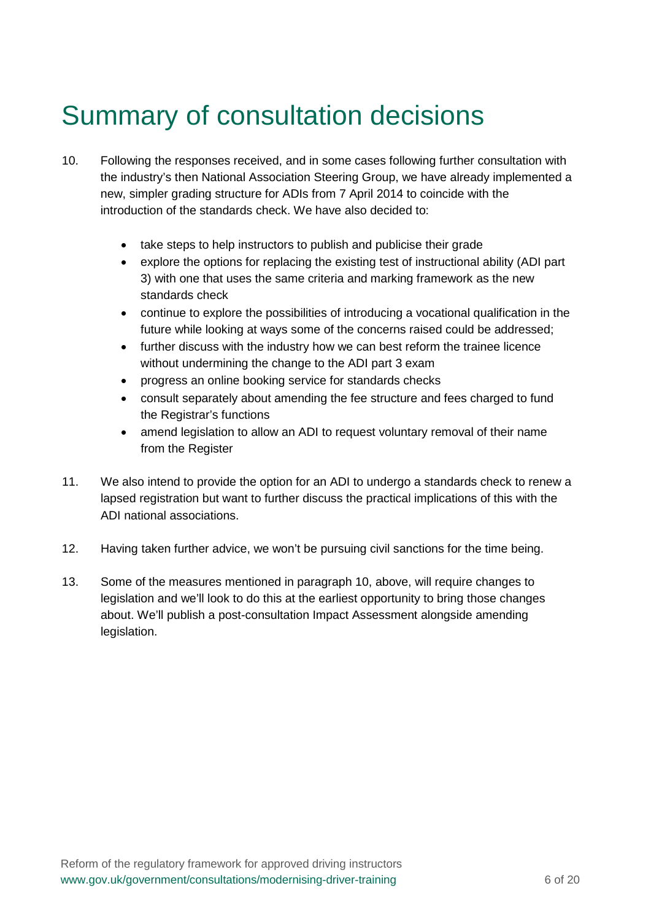# Summary of consultation decisions

10. Following the responses received, and in some cases following further consultation with the industry's then National Association Steering Group, we have already implemented a new, simpler grading structure for ADIs from 7 April 2014 to coincide with the introduction of the standards check. We have also decided to:

    - take steps to help instructors to publish and publicise their grade
    - explore the options for replacing the existing test of instructional ability (ADI part 3) with one that uses the same criteria and marking framework as the new standards check
    - continue to explore the possibilities of introducing a vocational qualification in the future while looking at ways some of the concerns raised could be addressed;
    - further discuss with the industry how we can best reform the trainee licence without undermining the change to the ADI part 3 exam
    - progress an online booking service for standards checks
    - consult separately about amending the fee structure and fees charged to fund the Registrar's functions
    - amend legislation to allow an ADI to request voluntary removal of their name from the Register

11. We also intend to provide the option for an ADI to undergo a standards check to renew a lapsed registration but want to further discuss the practical implications of this with the ADI national associations.

12. Having taken further advice, we won't be pursuing civil sanctions for the time being.

13. Some of the measures mentioned in paragraph 10, above, will require changes to legislation and we'll look to do this at the earliest opportunity to bring those changes about. We'll publish a post-consultation Impact Assessment alongside amending legislation.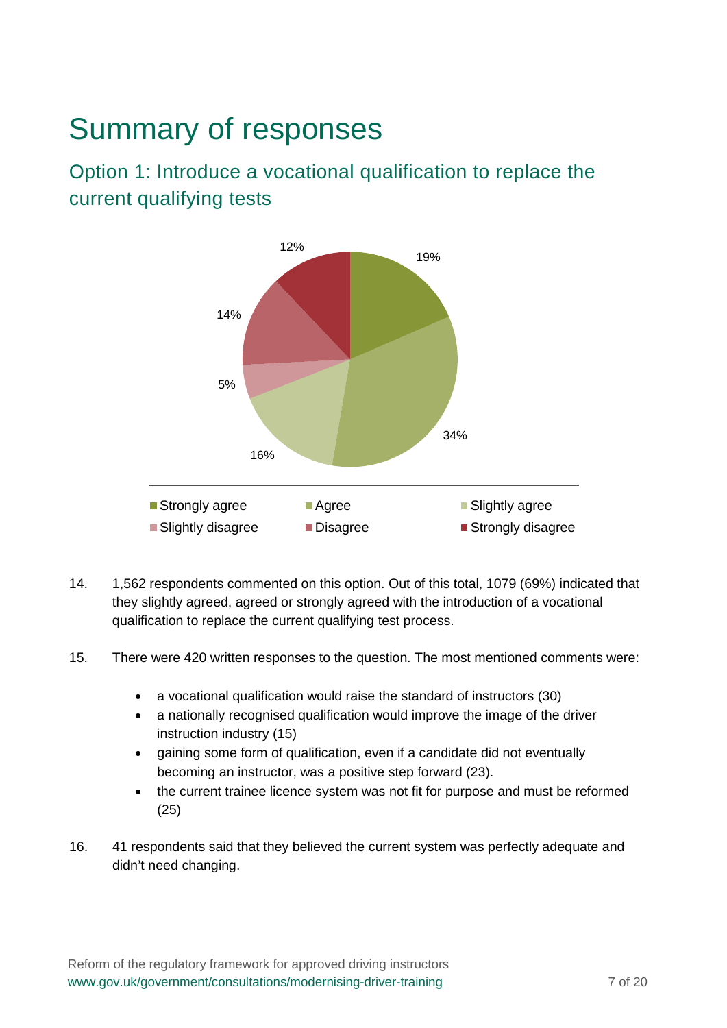# Summary of responses

## Option 1: Introduce a vocational qualification to replace the current qualifying tests

| Response | Percentage |
|---|---|
| Strongly agree | 19% |
| Agree | 34% |
| Slightly agree | 16% |
| Slightly disagree | 5% |
| Disagree | 14% |
| Strongly disagree | 12% |

14. 1,562 respondents commented on this option. Out of this total, 1079 (69%) indicated that they slightly agreed, agreed or strongly agreed with the introduction of a vocational qualification to replace the current qualifying test process.

15. There were 420 written responses to the question. The most mentioned comments were:

    - a vocational qualification would raise the standard of instructors (30)
    - a nationally recognised qualification would improve the image of the driver instruction industry (15)
    - gaining some form of qualification, even if a candidate did not eventually becoming an instructor, was a positive step forward (23).
    - the current trainee licence system was not fit for purpose and must be reformed (25)

16. 41 respondents said that they believed the current system was perfectly adequate and didn't need changing.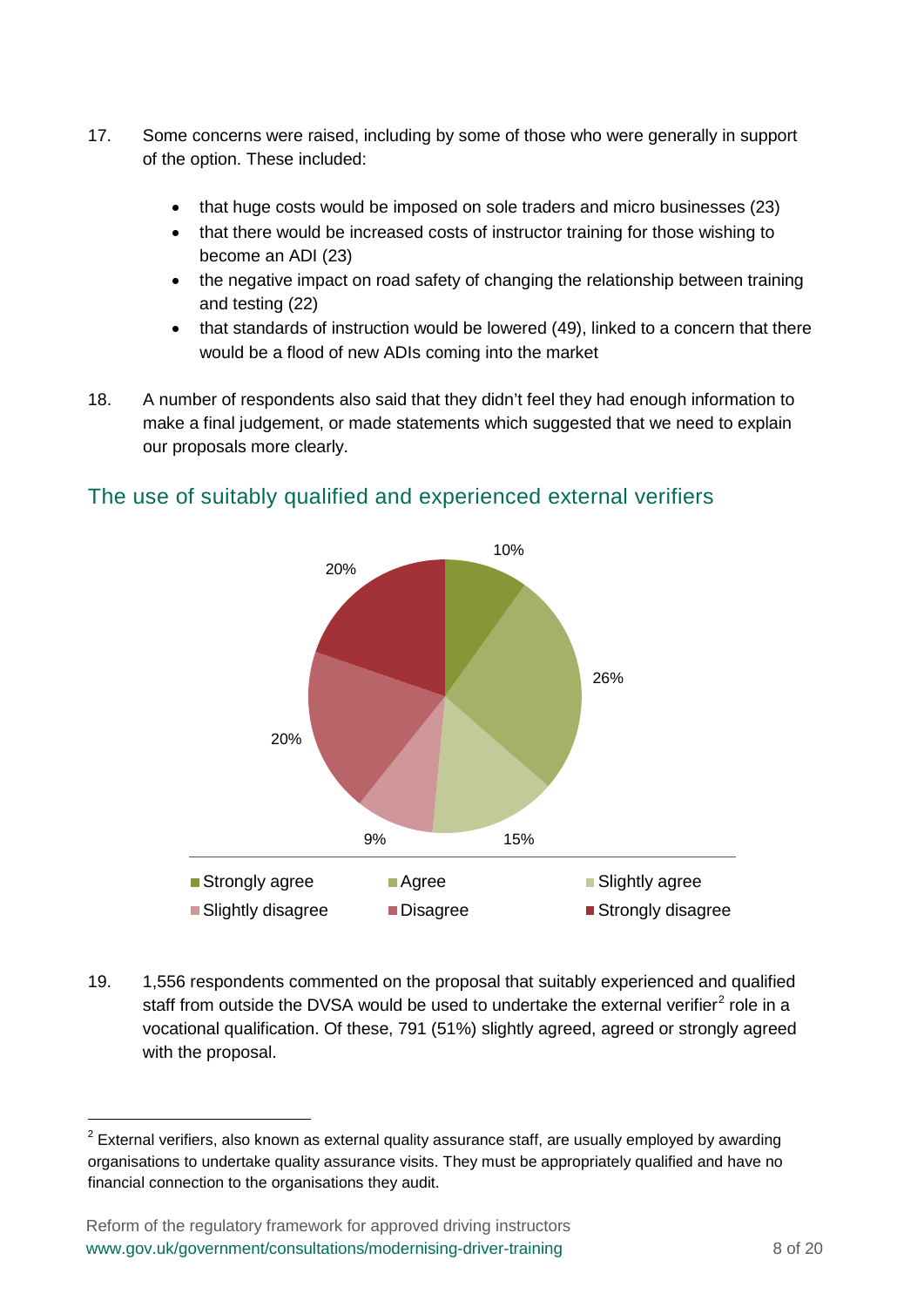17. Some concerns were raised, including by some of those who were generally in support of the option. These included:

    - that huge costs would be imposed on sole traders and micro businesses (23)
    - that there would be increased costs of instructor training for those wishing to become an ADI (23)
    - the negative impact on road safety of changing the relationship between training and testing (22)
    - that standards of instruction would be lowered (49), linked to a concern that there would be a flood of new ADIs coming into the market

18. A number of respondents also said that they didn't feel they had enough information to make a final judgement, or made statements which suggested that we need to explain our proposals more clearly.

## The use of suitably qualified and experienced external verifiers

| Response | Percentage |
|---|---|
| Strongly agree | 10% |
| Agree | 26% |
| Slightly agree | 15% |
| Slightly disagree | 9% |
| Disagree | 20% |
| Strongly disagree | 20% |

19. 1,556 respondents commented on the proposal that suitably experienced and qualified staff from outside the DVSA would be used to undertake the external verifier[2] role in a vocational qualification. Of these, 791 (51%) slightly agreed, agreed or strongly agreed with the proposal.

[2] External verifiers, also known as external quality assurance staff, are usually employed by awarding organisations to undertake quality assurance visits. They must be appropriately qualified and have no financial connection to the organisations they audit.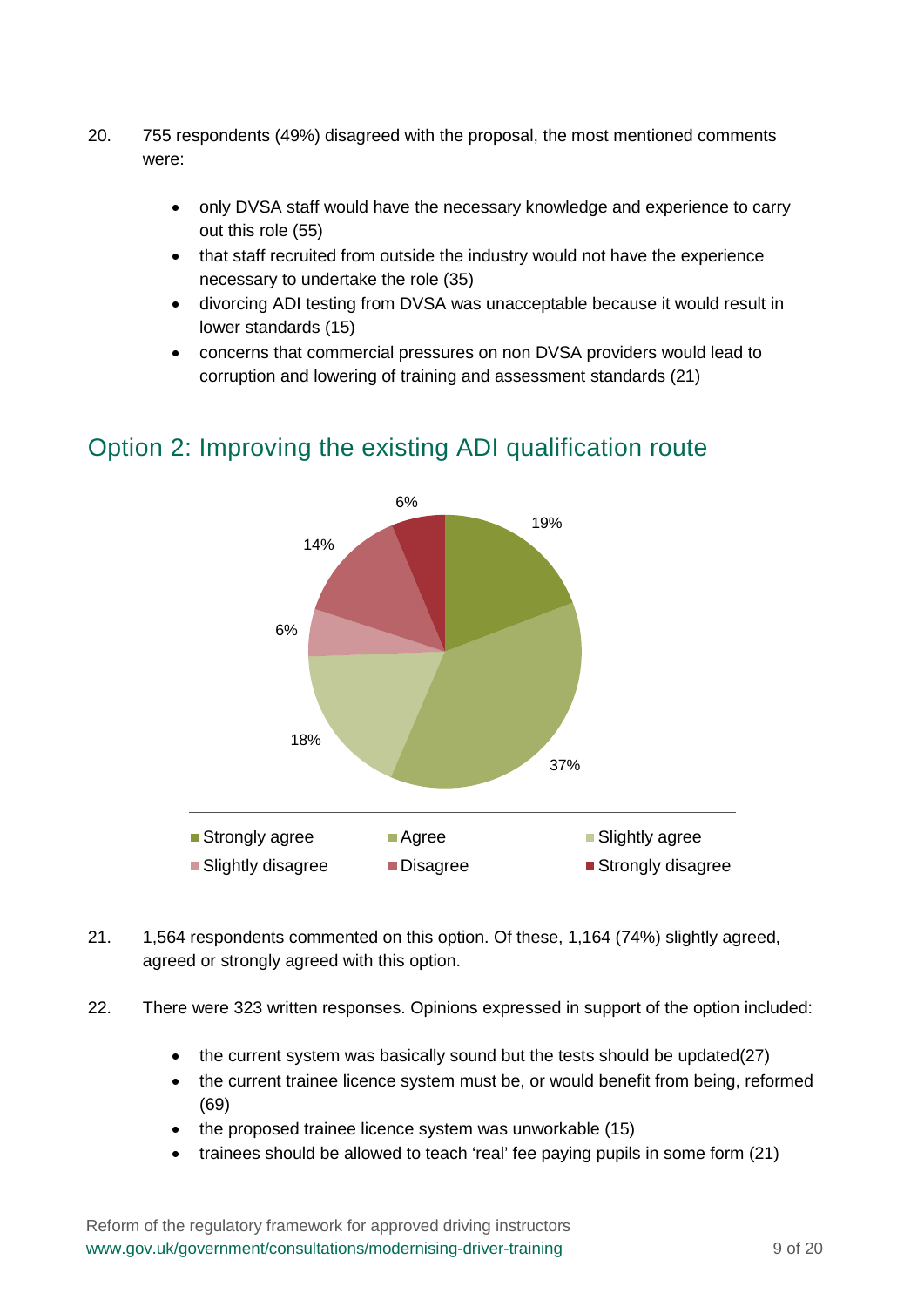20. 755 respondents (49%) disagreed with the proposal, the most mentioned comments were:

    - only DVSA staff would have the necessary knowledge and experience to carry out this role (55)
    - that staff recruited from outside the industry would not have the experience necessary to undertake the role (35)
    - divorcing ADI testing from DVSA was unacceptable because it would result in lower standards (15)
    - concerns that commercial pressures on non DVSA providers would lead to corruption and lowering of training and assessment standards (21)

## Option 2: Improving the existing ADI qualification route

| Response | Percentage |
| --- | --- |
| Strongly agree | 19% |
| Agree | 37% |
| Slightly agree | 18% |
| Slightly disagree | 6% |
| Disagree | 14% |
| Strongly disagree | 6% |

21. 1,564 respondents commented on this option. Of these, 1,164 (74%) slightly agreed, agreed or strongly agreed with this option.

22. There were 323 written responses. Opinions expressed in support of the option included:

    - the current system was basically sound but the tests should be updated(27)
    - the current trainee licence system must be, or would benefit from being, reformed (69)
    - the proposed trainee licence system was unworkable (15)
    - trainees should be allowed to teach 'real' fee paying pupils in some form (21)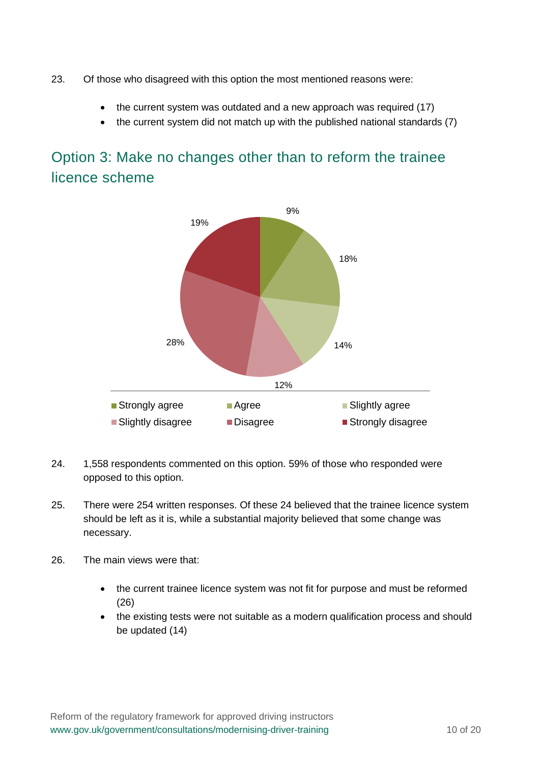23. Of those who disagreed with this option the most mentioned reasons were:

    - the current system was outdated and a new approach was required (17)
    - the current system did not match up with the published national standards (7)

## Option 3: Make no changes other than to reform the trainee licence scheme

24. 1,558 respondents commented on this option. 59% of those who responded were opposed to this option.

25. There were 254 written responses. Of these 24 believed that the trainee licence system should be left as it is, while a substantial majority believed that some change was necessary.

26. The main views were that:

    - the current trainee licence system was not fit for purpose and must be reformed (26)
    - the existing tests were not suitable as a modern qualification process and should be updated (14)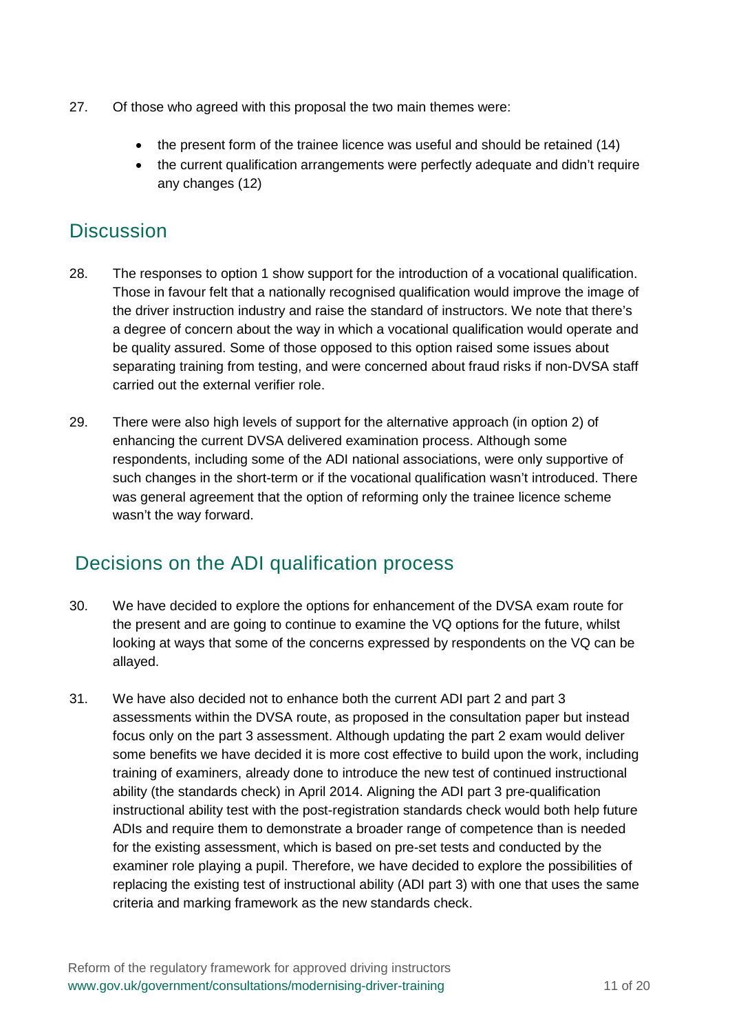27. Of those who agreed with this proposal the two main themes were:

    - the present form of the trainee licence was useful and should be retained (14)
    - the current qualification arrangements were perfectly adequate and didn't require any changes (12)

## Discussion

28. The responses to option 1 show support for the introduction of a vocational qualification. Those in favour felt that a nationally recognised qualification would improve the image of the driver instruction industry and raise the standard of instructors. We note that there's a degree of concern about the way in which a vocational qualification would operate and be quality assured. Some of those opposed to this option raised some issues about separating training from testing, and were concerned about fraud risks if non-DVSA staff carried out the external verifier role.

29. There were also high levels of support for the alternative approach (in option 2) of enhancing the current DVSA delivered examination process. Although some respondents, including some of the ADI national associations, were only supportive of such changes in the short-term or if the vocational qualification wasn't introduced. There was general agreement that the option of reforming only the trainee licence scheme wasn't the way forward.

## Decisions on the ADI qualification process

30. We have decided to explore the options for enhancement of the DVSA exam route for the present and are going to continue to examine the VQ options for the future, whilst looking at ways that some of the concerns expressed by respondents on the VQ can be allayed.

31. We have also decided not to enhance both the current ADI part 2 and part 3 assessments within the DVSA route, as proposed in the consultation paper but instead focus only on the part 3 assessment. Although updating the part 2 exam would deliver some benefits we have decided it is more cost effective to build upon the work, including training of examiners, already done to introduce the new test of continued instructional ability (the standards check) in April 2014. Aligning the ADI part 3 pre-qualification instructional ability test with the post-registration standards check would both help future ADIs and require them to demonstrate a broader range of competence than is needed for the existing assessment, which is based on pre-set tests and conducted by the examiner role playing a pupil. Therefore, we have decided to explore the possibilities of replacing the existing test of instructional ability (ADI part 3) with one that uses the same criteria and marking framework as the new standards check.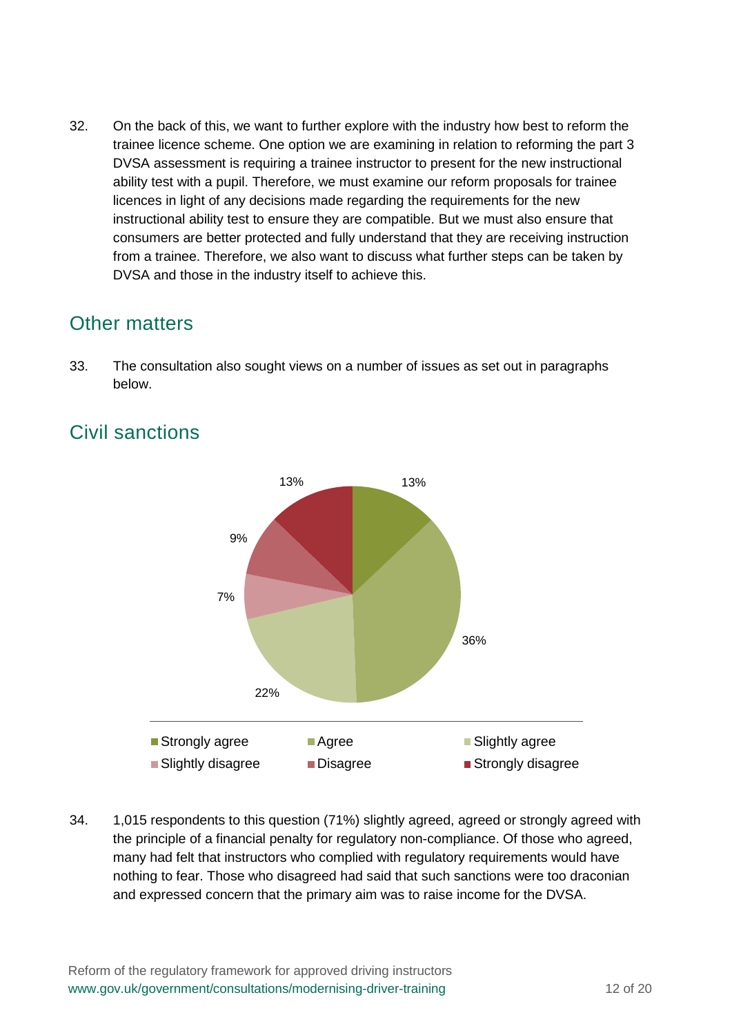32. On the back of this, we want to further explore with the industry how best to reform the trainee licence scheme. One option we are examining in relation to reforming the part 3 DVSA assessment is requiring a trainee instructor to present for the new instructional ability test with a pupil. Therefore, we must examine our reform proposals for trainee licences in light of any decisions made regarding the requirements for the new instructional ability test to ensure they are compatible. But we must also ensure that consumers are better protected and fully understand that they are receiving instruction from a trainee. Therefore, we also want to discuss what further steps can be taken by DVSA and those in the industry itself to achieve this.

## Other matters

33. The consultation also sought views on a number of issues as set out in paragraphs below.

## Civil sanctions

| Response | Percentage |
|---|---|
| Strongly agree | 13% |
| Agree | 36% |
| Slightly agree | 22% |
| Slightly disagree | 7% |
| Disagree | 9% |
| Strongly disagree | 13% |

34. 1,015 respondents to this question (71%) slightly agreed, agreed or strongly agreed with the principle of a financial penalty for regulatory non-compliance. Of those who agreed, many had felt that instructors who complied with regulatory requirements would have nothing to fear. Those who disagreed had said that such sanctions were too draconian and expressed concern that the primary aim was to raise income for the DVSA.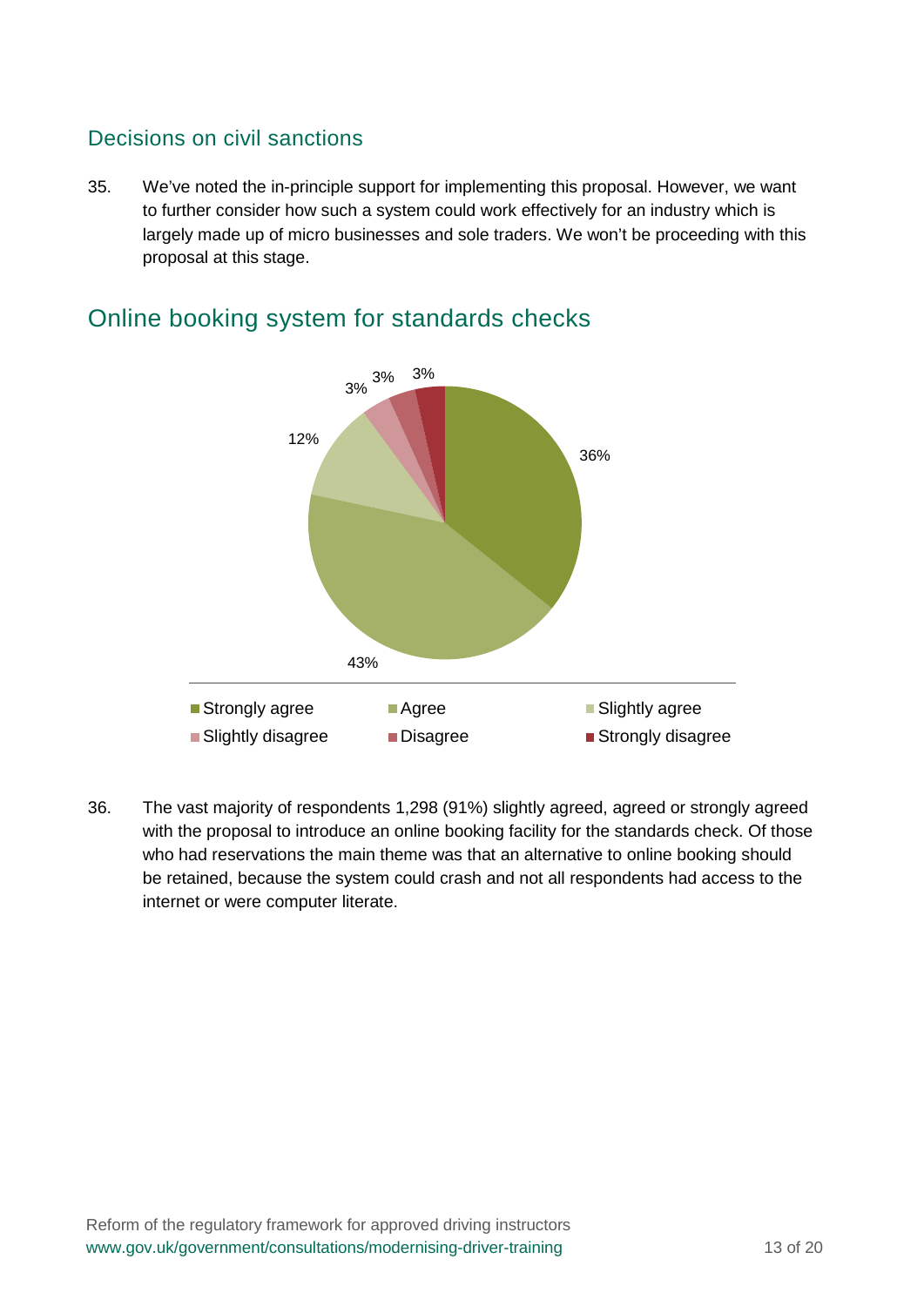## Decisions on civil sanctions

35. We've noted the in-principle support for implementing this proposal. However, we want to further consider how such a system could work effectively for an industry which is largely made up of micro businesses and sole traders. We won't be proceeding with this proposal at this stage.

## Online booking system for standards checks

| Response | Percentage |
| --- | --- |
| Strongly agree | 36% |
| Agree | 43% |
| Slightly agree | 12% |
| Slightly disagree | 3% |
| Disagree | 3% |
| Strongly disagree | 3% |

36. The vast majority of respondents 1,298 (91%) slightly agreed, agreed or strongly agreed with the proposal to introduce an online booking facility for the standards check. Of those who had reservations the main theme was that an alternative to online booking should be retained, because the system could crash and not all respondents had access to the internet or were computer literate.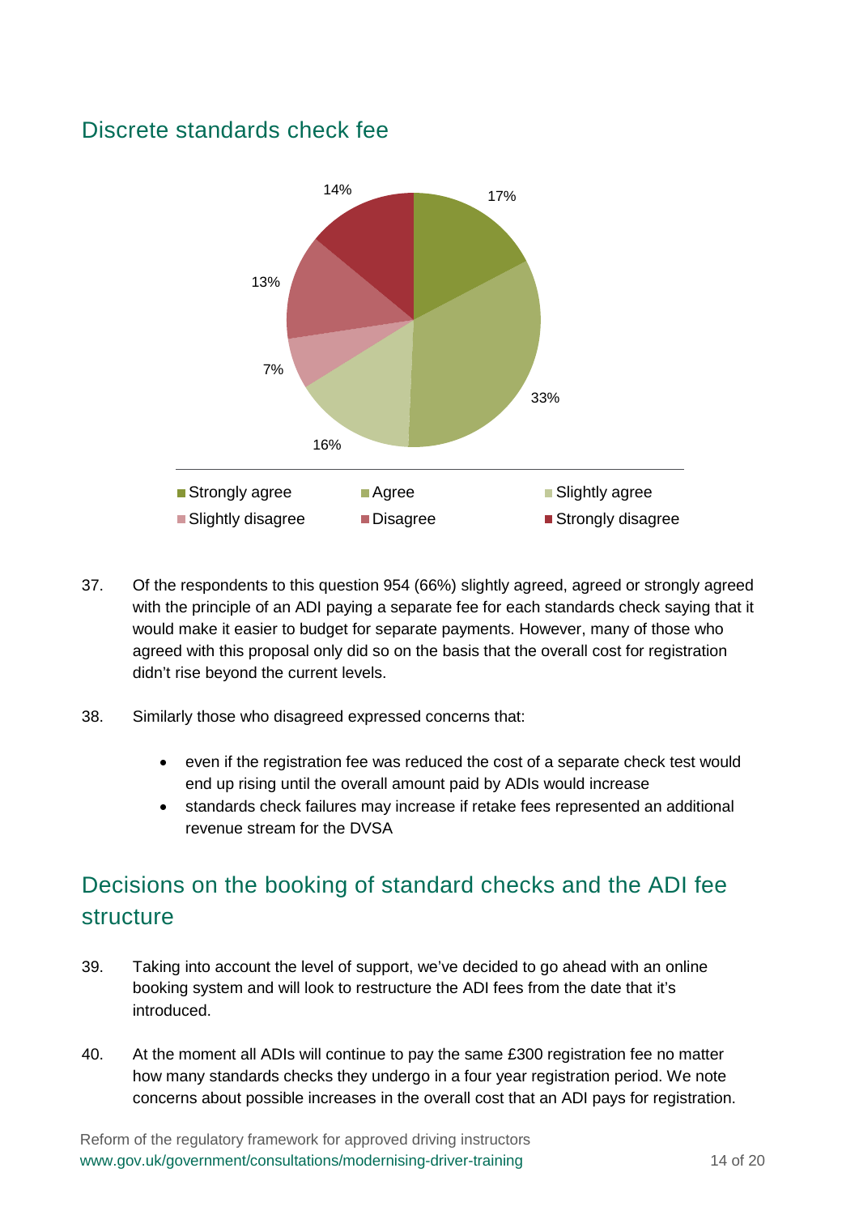## Discrete standards check fee

37. Of the respondents to this question 954 (66%) slightly agreed, agreed or strongly agreed with the principle of an ADI paying a separate fee for each standards check saying that it would make it easier to budget for separate payments. However, many of those who agreed with this proposal only did so on the basis that the overall cost for registration didn't rise beyond the current levels.

38. Similarly those who disagreed expressed concerns that:

    - even if the registration fee was reduced the cost of a separate check test would end up rising until the overall amount paid by ADIs would increase
    - standards check failures may increase if retake fees represented an additional revenue stream for the DVSA

## Decisions on the booking of standard checks and the ADI fee structure

39. Taking into account the level of support, we've decided to go ahead with an online booking system and will look to restructure the ADI fees from the date that it's introduced.

40. At the moment all ADIs will continue to pay the same £300 registration fee no matter how many standards checks they undergo in a four year registration period. We note concerns about possible increases in the overall cost that an ADI pays for registration.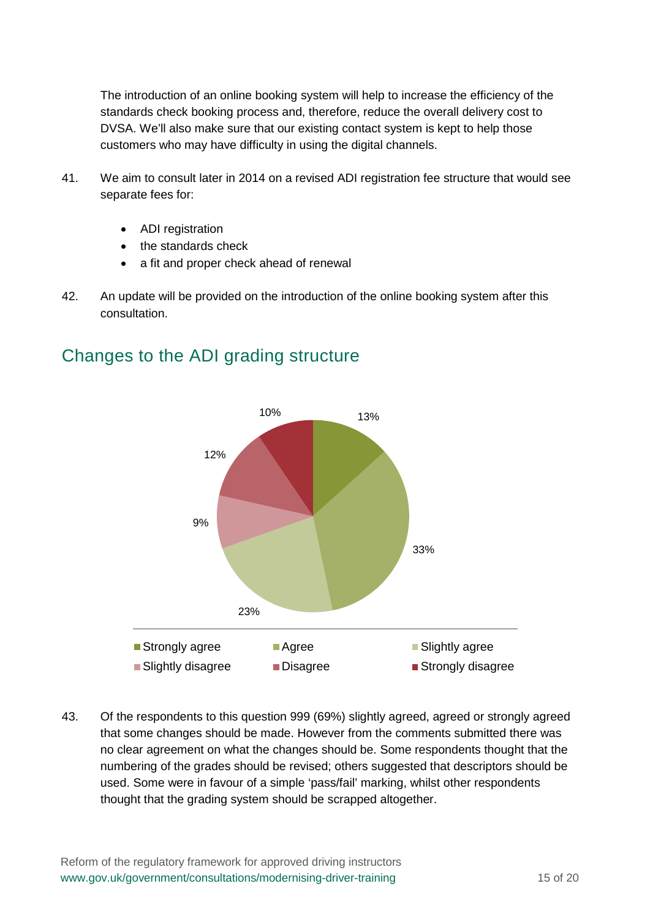The introduction of an online booking system will help to increase the efficiency of the standards check booking process and, therefore, reduce the overall delivery cost to DVSA. We'll also make sure that our existing contact system is kept to help those customers who may have difficulty in using the digital channels.

41. We aim to consult later in 2014 on a revised ADI registration fee structure that would see separate fees for:

- ADI registration
- the standards check
- a fit and proper check ahead of renewal

42. An update will be provided on the introduction of the online booking system after this consultation.

## Changes to the ADI grading structure

| Response | Percentage |
|---|---|
| Strongly agree | 13% |
| Agree | 33% |
| Slightly agree | 23% |
| Slightly disagree | 9% |
| Disagree | 12% |
| Strongly disagree | 10% |

43. Of the respondents to this question 999 (69%) slightly agreed, agreed or strongly agreed that some changes should be made. However from the comments submitted there was no clear agreement on what the changes should be. Some respondents thought that the numbering of the grades should be revised; others suggested that descriptors should be used. Some were in favour of a simple 'pass/fail' marking, whilst other respondents thought that the grading system should be scrapped altogether.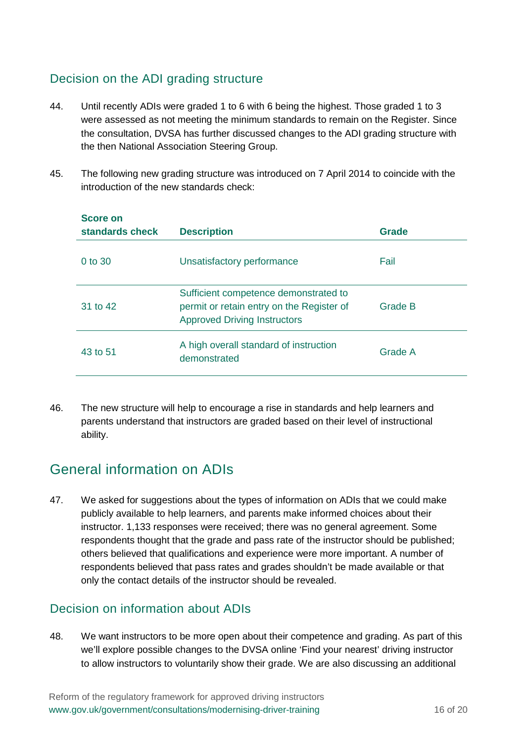## Decision on the ADI grading structure

44. Until recently ADIs were graded 1 to 6 with 6 being the highest. Those graded 1 to 3 were assessed as not meeting the minimum standards to remain on the Register. Since the consultation, DVSA has further discussed changes to the ADI grading structure with the then National Association Steering Group.

45. The following new grading structure was introduced on 7 April 2014 to coincide with the introduction of the new standards check:

| Score on standards check | Description | Grade |
|---|---|---|
| 0 to 30 | Unsatisfactory performance | Fail |
| 31 to 42 | Sufficient competence demonstrated to permit or retain entry on the Register of Approved Driving Instructors | Grade B |
| 43 to 51 | A high overall standard of instruction demonstrated | Grade A |

46. The new structure will help to encourage a rise in standards and help learners and parents understand that instructors are graded based on their level of instructional ability.

# General information on ADIs

47. We asked for suggestions about the types of information on ADIs that we could make publicly available to help learners, and parents make informed choices about their instructor. 1,133 responses were received; there was no general agreement. Some respondents thought that the grade and pass rate of the instructor should be published; others believed that qualifications and experience were more important. A number of respondents believed that pass rates and grades shouldn't be made available or that only the contact details of the instructor should be revealed.

## Decision on information about ADIs

48. We want instructors to be more open about their competence and grading. As part of this we'll explore possible changes to the DVSA online 'Find your nearest' driving instructor to allow instructors to voluntarily show their grade. We are also discussing an additional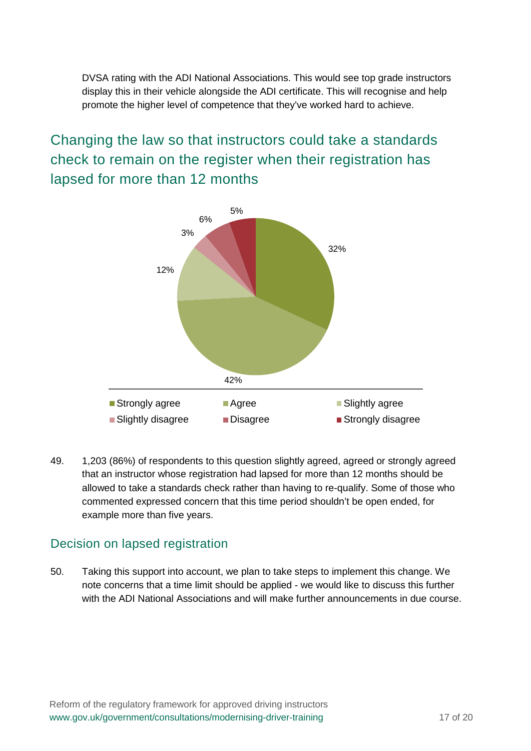DVSA rating with the ADI National Associations. This would see top grade instructors display this in their vehicle alongside the ADI certificate. This will recognise and help promote the higher level of competence that they've worked hard to achieve.

## Changing the law so that instructors could take a standards check to remain on the register when their registration has lapsed for more than 12 months

49. 1,203 (86%) of respondents to this question slightly agreed, agreed or strongly agreed that an instructor whose registration had lapsed for more than 12 months should be allowed to take a standards check rather than having to re-qualify. Some of those who commented expressed concern that this time period shouldn't be open ended, for example more than five years.

### Decision on lapsed registration

50. Taking this support into account, we plan to take steps to implement this change. We note concerns that a time limit should be applied - we would like to discuss this further with the ADI National Associations and will make further announcements in due course.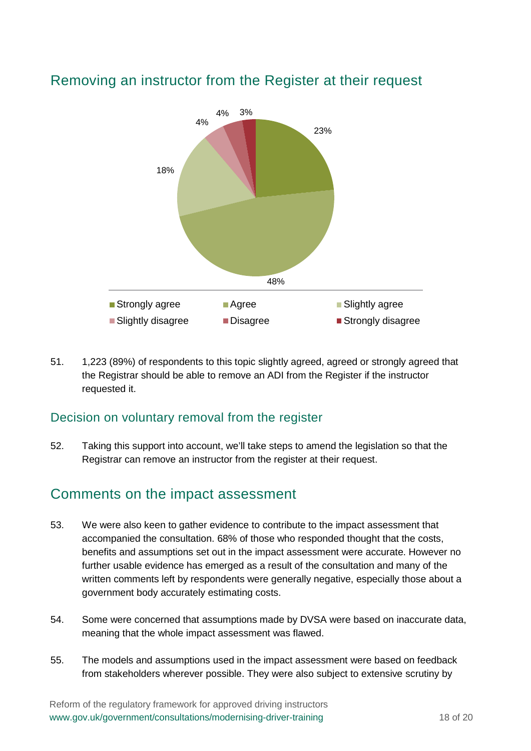## Removing an instructor from the Register at their request

23%
48%
18%
4%
4%
3%

Strongly agree   Agree   Slightly agree
Slightly disagree   Disagree   Strongly disagree

51. 1,223 (89%) of respondents to this topic slightly agreed, agreed or strongly agreed that the Registrar should be able to remove an ADI from the Register if the instructor requested it.

### Decision on voluntary removal from the register

52. Taking this support into account, we'll take steps to amend the legislation so that the Registrar can remove an instructor from the register at their request.

## Comments on the impact assessment

53. We were also keen to gather evidence to contribute to the impact assessment that accompanied the consultation. 68% of those who responded thought that the costs, benefits and assumptions set out in the impact assessment were accurate. However no further usable evidence has emerged as a result of the consultation and many of the written comments left by respondents were generally negative, especially those about a government body accurately estimating costs.

54. Some were concerned that assumptions made by DVSA were based on inaccurate data, meaning that the whole impact assessment was flawed.

55. The models and assumptions used in the impact assessment were based on feedback from stakeholders wherever possible. They were also subject to extensive scrutiny by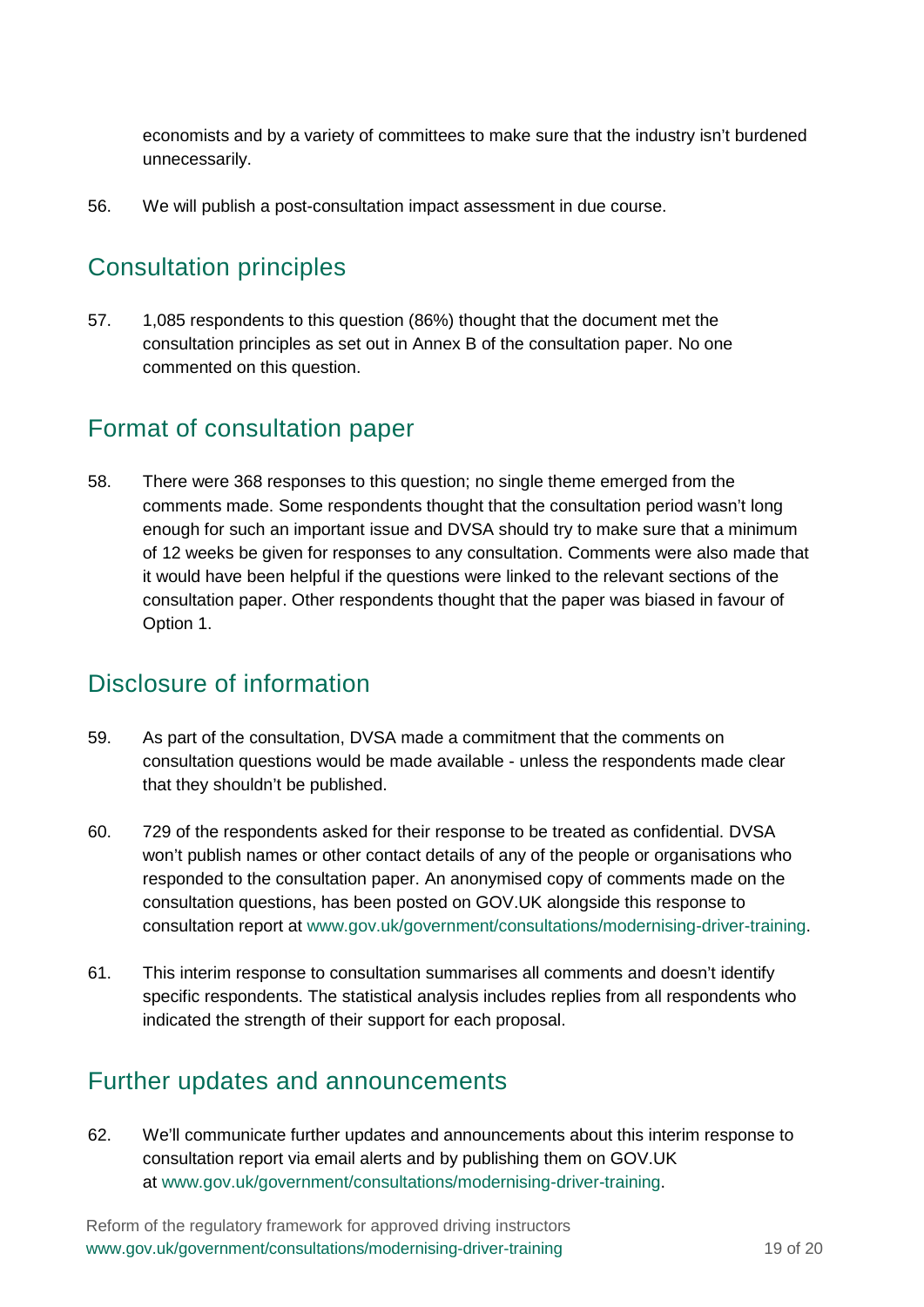economists and by a variety of committees to make sure that the industry isn't burdened unnecessarily.

56. We will publish a post-consultation impact assessment in due course.

## Consultation principles

57. 1,085 respondents to this question (86%) thought that the document met the consultation principles as set out in Annex B of the consultation paper. No one commented on this question.

## Format of consultation paper

58. There were 368 responses to this question; no single theme emerged from the comments made. Some respondents thought that the consultation period wasn't long enough for such an important issue and DVSA should try to make sure that a minimum of 12 weeks be given for responses to any consultation. Comments were also made that it would have been helpful if the questions were linked to the relevant sections of the consultation paper. Other respondents thought that the paper was biased in favour of Option 1.

## Disclosure of information

59. As part of the consultation, DVSA made a commitment that the comments on consultation questions would be made available - unless the respondents made clear that they shouldn't be published.

60. 729 of the respondents asked for their response to be treated as confidential. DVSA won't publish names or other contact details of any of the people or organisations who responded to the consultation paper. An anonymised copy of comments made on the consultation questions, has been posted on GOV.UK alongside this response to consultation report at www.gov.uk/government/consultations/modernising-driver-training.

61. This interim response to consultation summarises all comments and doesn't identify specific respondents. The statistical analysis includes replies from all respondents who indicated the strength of their support for each proposal.

## Further updates and announcements

62. We'll communicate further updates and announcements about this interim response to consultation report via email alerts and by publishing them on GOV.UK at www.gov.uk/government/consultations/modernising-driver-training.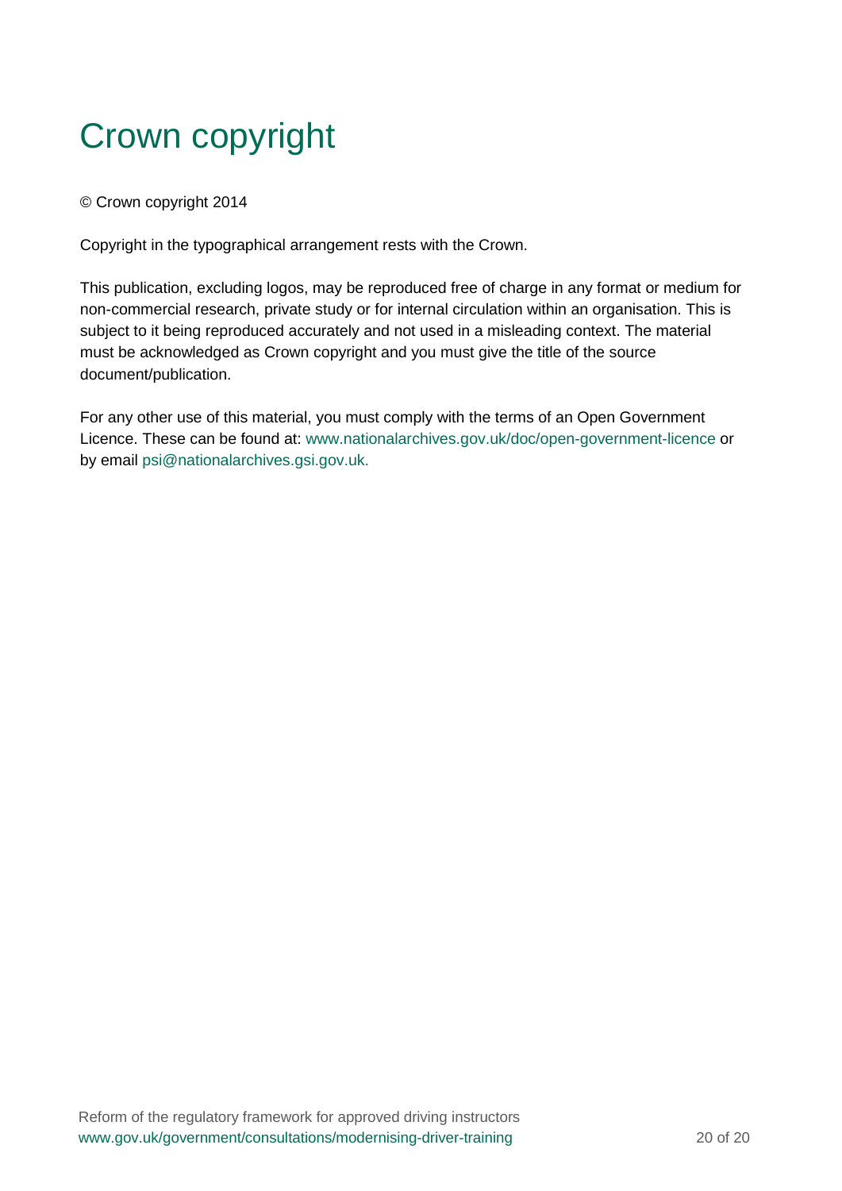# Crown copyright

© Crown copyright 2014

Copyright in the typographical arrangement rests with the Crown.

This publication, excluding logos, may be reproduced free of charge in any format or medium for non-commercial research, private study or for internal circulation within an organisation. This is subject to it being reproduced accurately and not used in a misleading context. The material must be acknowledged as Crown copyright and you must give the title of the source document/publication.

For any other use of this material, you must comply with the terms of an Open Government Licence. These can be found at: www.nationalarchives.gov.uk/doc/open-government-licence or by email psi@nationalarchives.gsi.gov.uk.